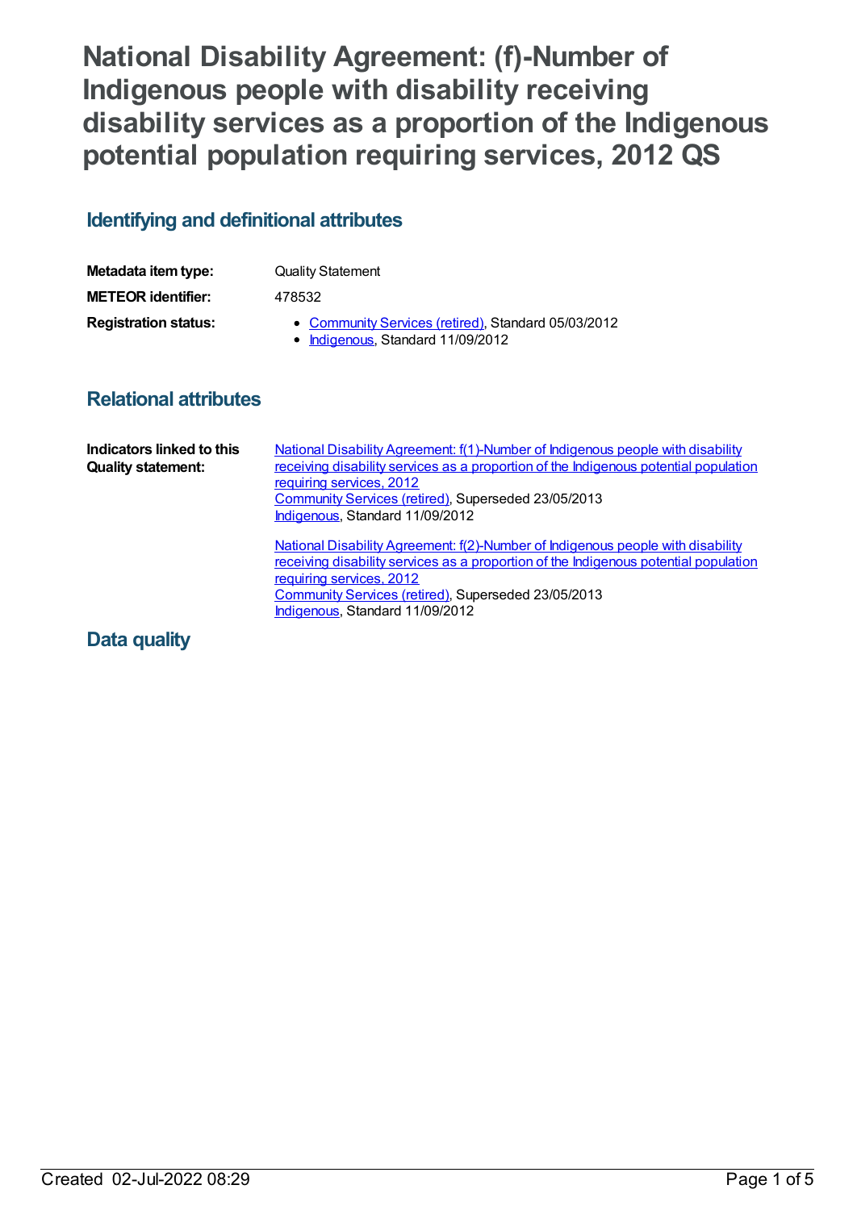# National Disability Agreement: (f)-Number of Indigenous people with disability receiving disability services as a proportion of the Indigenous potential population requiring services, 2012 QS

## Identifying and definitional attributes

| | |
|---|---|
| **Metadata item type:** | Quality Statement |
| **METEOR identifier:** | 478532 |
| **Registration status:** | • Community Services (retired), Standard 05/03/2012<br>• Indigenous, Standard 11/09/2012 |

## Relational attributes

**Indicators linked to this Quality statement:**

National Disability Agreement: f(1)-Number of Indigenous people with disability receiving disability services as a proportion of the Indigenous potential population requiring services, 2012
Community Services (retired), Superseded 23/05/2013
Indigenous, Standard 11/09/2012

National Disability Agreement: f(2)-Number of Indigenous people with disability receiving disability services as a proportion of the Indigenous potential population requiring services, 2012
Community Services (retired), Superseded 23/05/2013
Indigenous, Standard 11/09/2012

## Data quality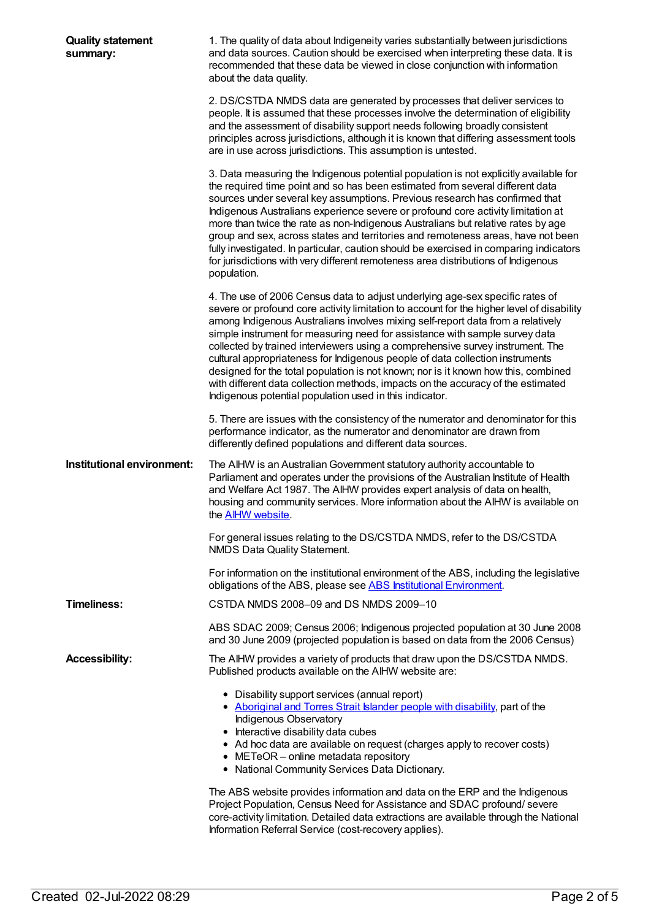**Quality statement summary:**

1. The quality of data about Indigeneity varies substantially between jurisdictions and data sources. Caution should be exercised when interpreting these data. It is recommended that these data be viewed in close conjunction with information about the data quality.

2. DS/CSTDA NMDS data are generated by processes that deliver services to people. It is assumed that these processes involve the determination of eligibility and the assessment of disability support needs following broadly consistent principles across jurisdictions, although it is known that differing assessment tools are in use across jurisdictions. This assumption is untested.

3. Data measuring the Indigenous potential population is not explicitly available for the required time point and so has been estimated from several different data sources under several key assumptions. Previous research has confirmed that Indigenous Australians experience severe or profound core activity limitation at more than twice the rate as non-Indigenous Australians but relative rates by age group and sex, across states and territories and remoteness areas, have not been fully investigated. In particular, caution should be exercised in comparing indicators for jurisdictions with very different remoteness area distributions of Indigenous population.

4. The use of 2006 Census data to adjust underlying age-sex specific rates of severe or profound core activity limitation to account for the higher level of disability among Indigenous Australians involves mixing self-report data from a relatively simple instrument for measuring need for assistance with sample survey data collected by trained interviewers using a comprehensive survey instrument. The cultural appropriateness for Indigenous people of data collection instruments designed for the total population is not known; nor is it known how this, combined with different data collection methods, impacts on the accuracy of the estimated Indigenous potential population used in this indicator.

5. There are issues with the consistency of the numerator and denominator for this performance indicator, as the numerator and denominator are drawn from differently defined populations and different data sources.

**Institutional environment:**

The AIHW is an Australian Government statutory authority accountable to Parliament and operates under the provisions of the Australian Institute of Health and Welfare Act 1987. The AIHW provides expert analysis of data on health, housing and community services. More information about the AIHW is available on the [AIHW website](http://www.aihw.gov.au/).

For general issues relating to the DS/CSTDA NMDS, refer to the DS/CSTDA NMDS Data Quality Statement.

For information on the institutional environment of the ABS, including the legislative obligations of the ABS, please see [ABS Institutional Environment](http://www.abs.gov.au/).

**Timeliness:**

CSTDA NMDS 2008–09 and DS NMDS 2009–10

ABS SDAC 2009; Census 2006; Indigenous projected population at 30 June 2008 and 30 June 2009 (projected population is based on data from the 2006 Census)

**Accessibility:**

The AIHW provides a variety of products that draw upon the DS/CSTDA NMDS. Published products available on the AIHW website are:

- Disability support services (annual report)
- [Aboriginal and Torres Strait Islander people with disability](http://www.aihw.gov.au/), part of the Indigenous Observatory
- Interactive disability data cubes
- Ad hoc data are available on request (charges apply to recover costs)
- METeOR – online metadata repository
- National Community Services Data Dictionary.

The ABS website provides information and data on the ERP and the Indigenous Project Population, Census Need for Assistance and SDAC profound/ severe core-activity limitation. Detailed data extractions are available through the National Information Referral Service (cost-recovery applies).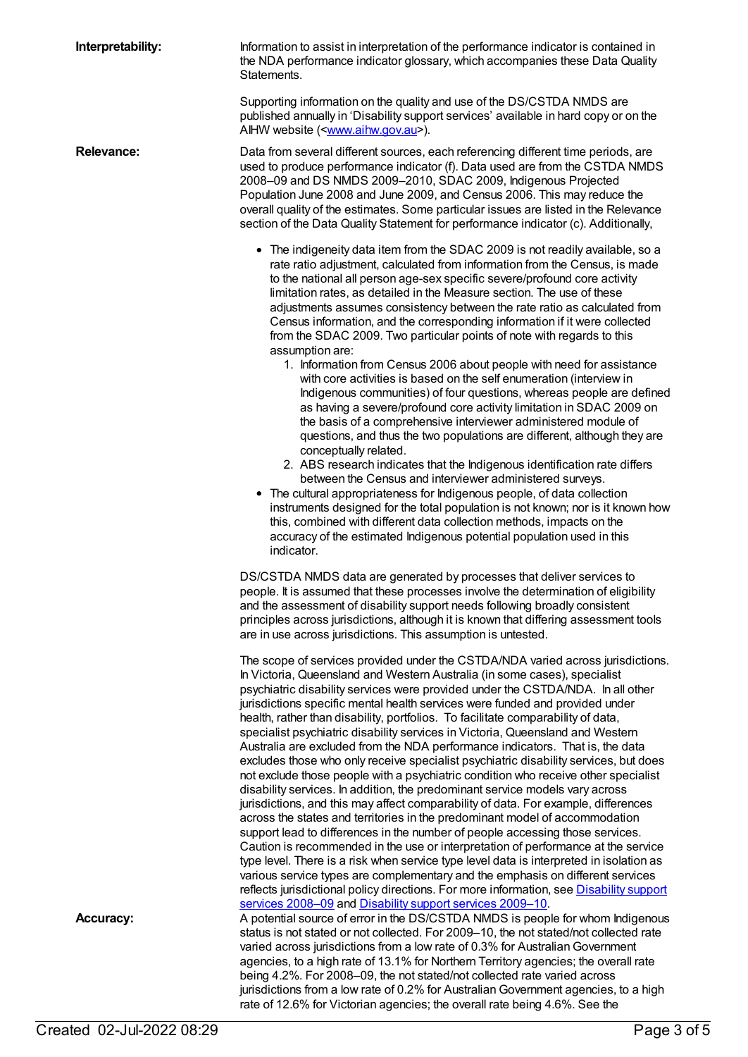**Interpretability:**

Information to assist in interpretation of the performance indicator is contained in the NDA performance indicator glossary, which accompanies these Data Quality Statements.

Supporting information on the quality and use of the DS/CSTDA NMDS are published annually in 'Disability support services' available in hard copy or on the AIHW website (<www.aihw.gov.au>).

**Relevance:**

Data from several different sources, each referencing different time periods, are used to produce performance indicator (f). Data used are from the CSTDA NMDS 2008–09 and DS NMDS 2009–2010, SDAC 2009, Indigenous Projected Population June 2008 and June 2009, and Census 2006. This may reduce the overall quality of the estimates. Some particular issues are listed in the Relevance section of the Data Quality Statement for performance indicator (c). Additionally,

- The indigeneity data item from the SDAC 2009 is not readily available, so a rate ratio adjustment, calculated from information from the Census, is made to the national all person age-sex specific severe/profound core activity limitation rates, as detailed in the Measure section. The use of these adjustments assumes consistency between the rate ratio as calculated from Census information, and the corresponding information if it were collected from the SDAC 2009. Two particular points of note with regards to this assumption are:
    1. Information from Census 2006 about people with need for assistance with core activities is based on the self enumeration (interview in Indigenous communities) of four questions, whereas people are defined as having a severe/profound core activity limitation in SDAC 2009 on the basis of a comprehensive interviewer administered module of questions, and thus the two populations are different, although they are conceptually related.
    2. ABS research indicates that the Indigenous identification rate differs between the Census and interviewer administered surveys.
- The cultural appropriateness for Indigenous people, of data collection instruments designed for the total population is not known; nor is it known how this, combined with different data collection methods, impacts on the accuracy of the estimated Indigenous potential population used in this indicator.

DS/CSTDA NMDS data are generated by processes that deliver services to people. It is assumed that these processes involve the determination of eligibility and the assessment of disability support needs following broadly consistent principles across jurisdictions, although it is known that differing assessment tools are in use across jurisdictions. This assumption is untested.

The scope of services provided under the CSTDA/NDA varied across jurisdictions. In Victoria, Queensland and Western Australia (in some cases), specialist psychiatric disability services were provided under the CSTDA/NDA. In all other jurisdictions specific mental health services were funded and provided under health, rather than disability, portfolios. To facilitate comparability of data, specialist psychiatric disability services in Victoria, Queensland and Western Australia are excluded from the NDA performance indicators. That is, the data excludes those who only receive specialist psychiatric disability services, but does not exclude those people with a psychiatric condition who receive other specialist disability services. In addition, the predominant service models vary across jurisdictions, and this may affect comparability of data. For example, differences across the states and territories in the predominant model of accommodation support lead to differences in the number of people accessing those services. Caution is recommended in the use or interpretation of performance at the service type level. There is a risk when service type level data is interpreted in isolation as various service types are complementary and the emphasis on different services reflects jurisdictional policy directions. For more information, see Disability support services 2008–09 and Disability support services 2009–10.

**Accuracy:**

A potential source of error in the DS/CSTDA NMDS is people for whom Indigenous status is not stated or not collected. For 2009–10, the not stated/not collected rate varied across jurisdictions from a low rate of 0.3% for Australian Government agencies, to a high rate of 13.1% for Northern Territory agencies; the overall rate being 4.2%. For 2008–09, the not stated/not collected rate varied across jurisdictions from a low rate of 0.2% for Australian Government agencies, to a high rate of 12.6% for Victorian agencies; the overall rate being 4.6%. See the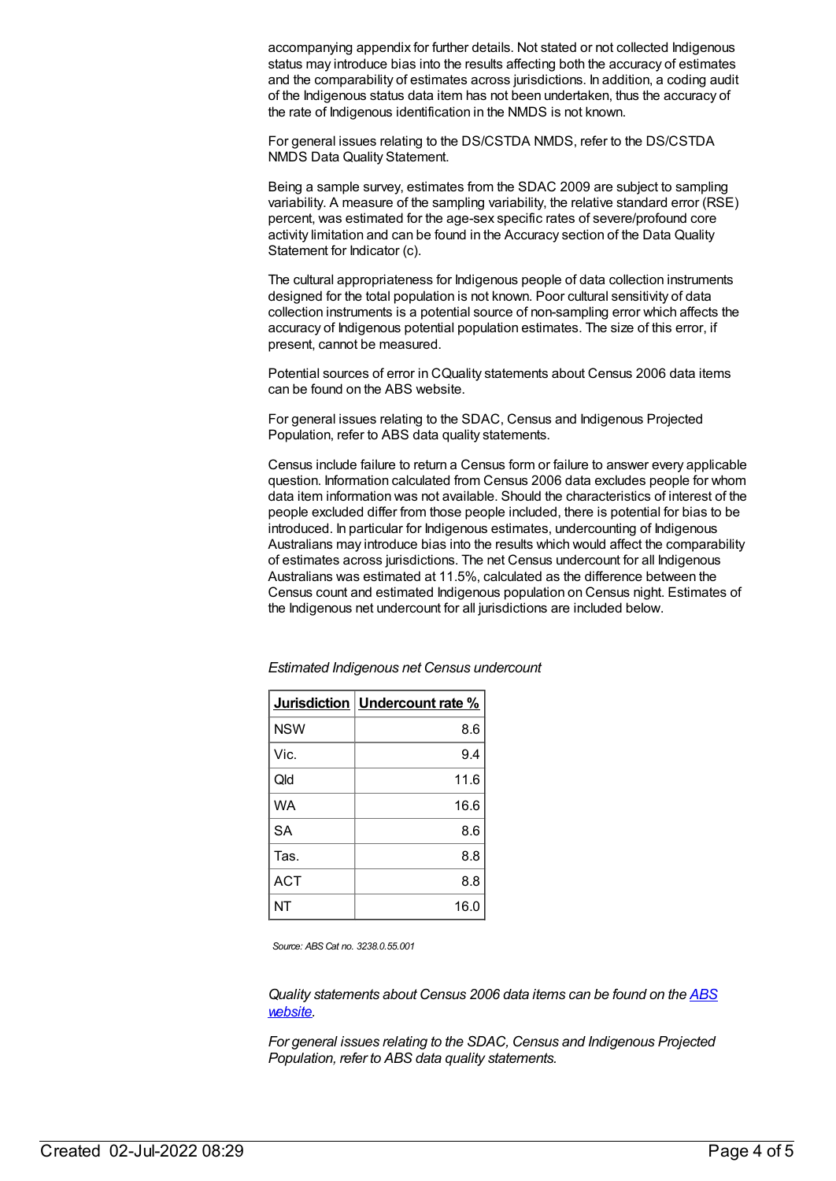accompanying appendix for further details. Not stated or not collected Indigenous status may introduce bias into the results affecting both the accuracy of estimates and the comparability of estimates across jurisdictions. In addition, a coding audit of the Indigenous status data item has not been undertaken, thus the accuracy of the rate of Indigenous identification in the NMDS is not known.

For general issues relating to the DS/CSTDA NMDS, refer to the DS/CSTDA NMDS Data Quality Statement.

Being a sample survey, estimates from the SDAC 2009 are subject to sampling variability. A measure of the sampling variability, the relative standard error (RSE) percent, was estimated for the age-sex specific rates of severe/profound core activity limitation and can be found in the Accuracy section of the Data Quality Statement for Indicator (c).

The cultural appropriateness for Indigenous people of data collection instruments designed for the total population is not known. Poor cultural sensitivity of data collection instruments is a potential source of non-sampling error which affects the accuracy of Indigenous potential population estimates. The size of this error, if present, cannot be measured.

Potential sources of error in CQuality statements about Census 2006 data items can be found on the ABS website.

For general issues relating to the SDAC, Census and Indigenous Projected Population, refer to ABS data quality statements.

Census include failure to return a Census form or failure to answer every applicable question. Information calculated from Census 2006 data excludes people for whom data item information was not available. Should the characteristics of interest of the people excluded differ from those people included, there is potential for bias to be introduced. In particular for Indigenous estimates, undercounting of Indigenous Australians may introduce bias into the results which would affect the comparability of estimates across jurisdictions. The net Census undercount for all Indigenous Australians was estimated at 11.5%, calculated as the difference between the Census count and estimated Indigenous population on Census night. Estimates of the Indigenous net undercount for all jurisdictions are included below.

*Estimated Indigenous net Census undercount*

| Jurisdiction | Undercount rate % |
|---|---|
| NSW | 8.6 |
| Vic. | 9.4 |
| Qld | 11.6 |
| WA | 16.6 |
| SA | 8.6 |
| Tas. | 8.8 |
| ACT | 8.8 |
| NT | 16.0 |

*Source: ABS Cat no. 3238.0.55.001*

*Quality statements about Census 2006 data items can be found on the [ABS website](ABS website).*

*For general issues relating to the SDAC, Census and Indigenous Projected Population, refer to ABS data quality statements.*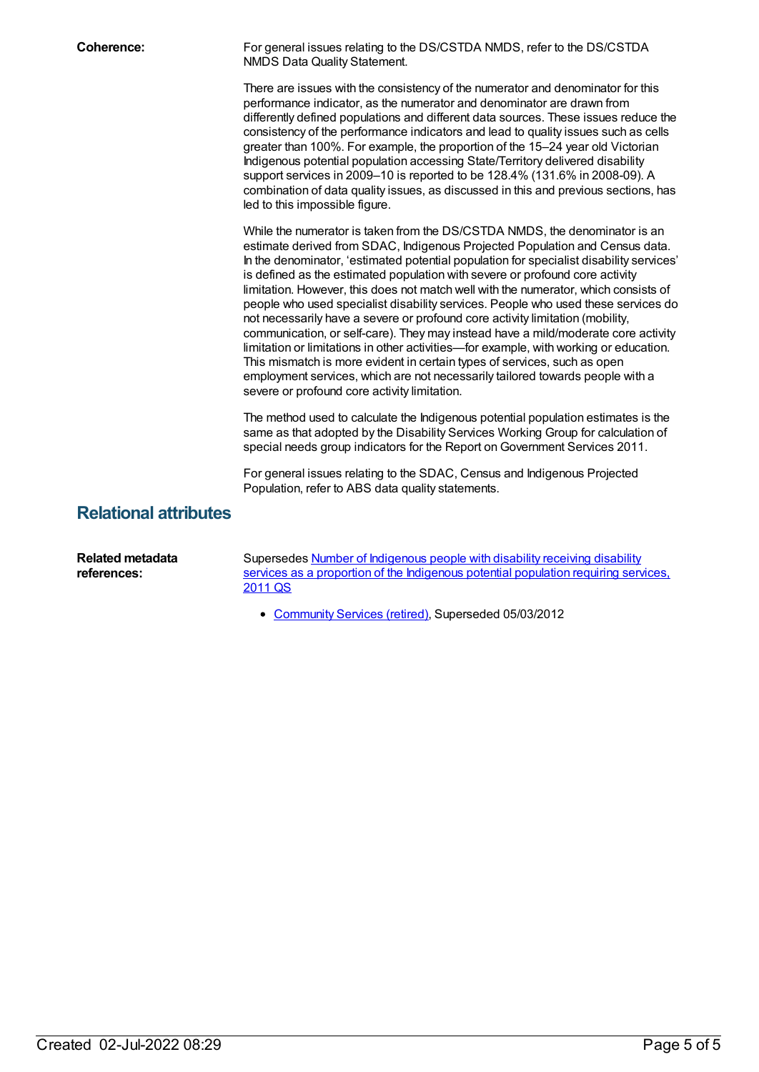**Coherence:**

For general issues relating to the DS/CSTDA NMDS, refer to the DS/CSTDA NMDS Data Quality Statement.

There are issues with the consistency of the numerator and denominator for this performance indicator, as the numerator and denominator are drawn from differently defined populations and different data sources. These issues reduce the consistency of the performance indicators and lead to quality issues such as cells greater than 100%. For example, the proportion of the 15–24 year old Victorian Indigenous potential population accessing State/Territory delivered disability support services in 2009–10 is reported to be 128.4% (131.6% in 2008-09). A combination of data quality issues, as discussed in this and previous sections, has led to this impossible figure.

While the numerator is taken from the DS/CSTDA NMDS, the denominator is an estimate derived from SDAC, Indigenous Projected Population and Census data. In the denominator, 'estimated potential population for specialist disability services' is defined as the estimated population with severe or profound core activity limitation. However, this does not match well with the numerator, which consists of people who used specialist disability services. People who used these services do not necessarily have a severe or profound core activity limitation (mobility, communication, or self-care). They may instead have a mild/moderate core activity limitation or limitations in other activities—for example, with working or education. This mismatch is more evident in certain types of services, such as open employment services, which are not necessarily tailored towards people with a severe or profound core activity limitation.

The method used to calculate the Indigenous potential population estimates is the same as that adopted by the Disability Services Working Group for calculation of special needs group indicators for the Report on Government Services 2011.

For general issues relating to the SDAC, Census and Indigenous Projected Population, refer to ABS data quality statements.

## Relational attributes

**Related metadata references:**

Supersedes Number of Indigenous people with disability receiving disability services as a proportion of the Indigenous potential population requiring services, 2011 QS

- Community Services (retired), Superseded 05/03/2012